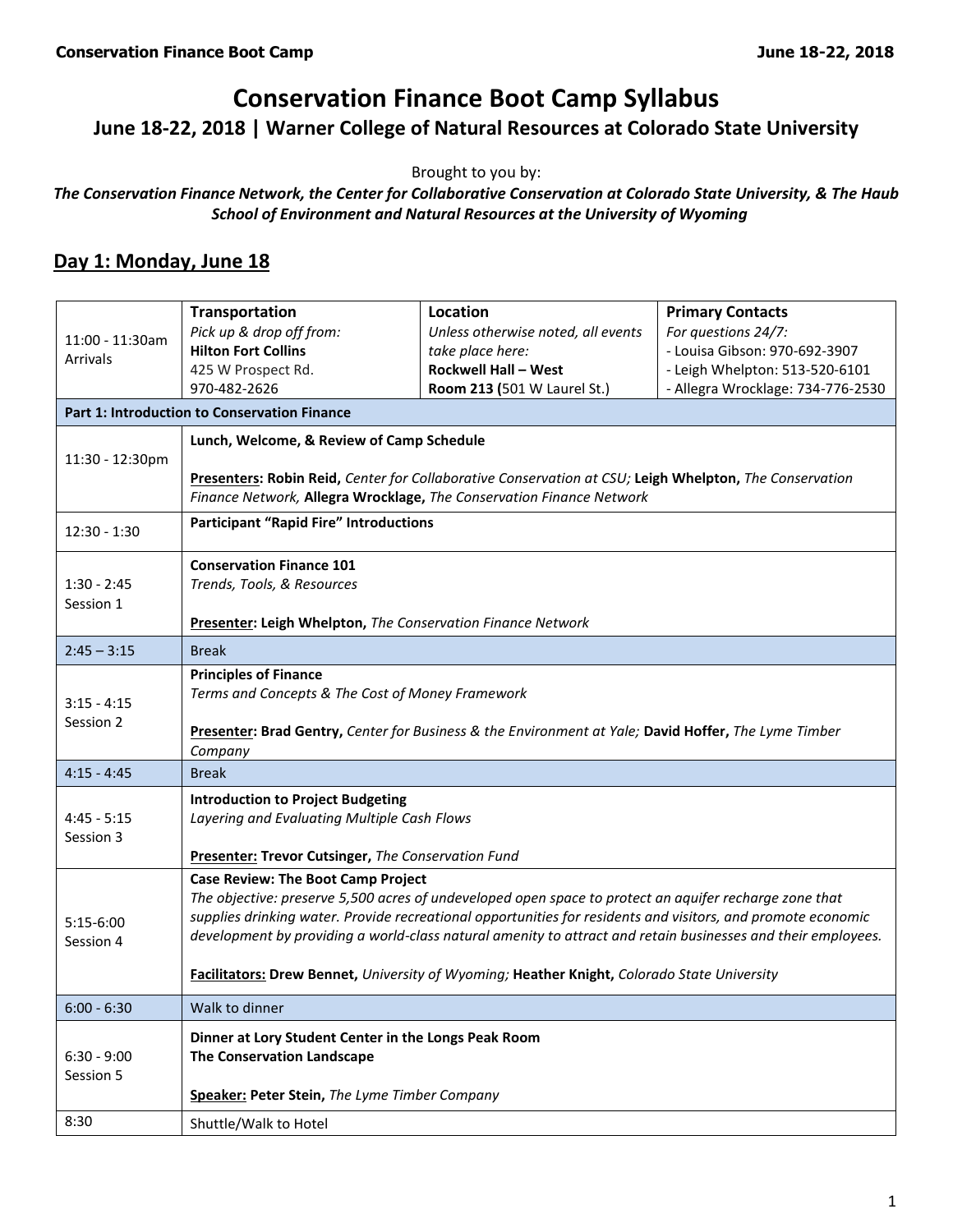# Conservation Finance Boot Camp Syllabus

## June 18-22, 2018 | Warner College of Natural Resources at Colorado State University

Brought to you by:

***The Conservation Finance Network, the Center for Collaborative Conservation at Colorado State University, & The Haub School of Environment and Natural Resources at the University of Wyoming***

## Day 1: Monday, June 18

| Time | Transportation | Location | Primary Contacts |
|---|---|---|---|
| 11:00 - 11:30am Arrivals | **Transportation**<br>*Pick up & drop off from:*<br>**Hilton Fort Collins**<br>425 W Prospect Rd.<br>970-482-2626 | **Location**<br>*Unless otherwise noted, all events take place here:*<br>**Rockwell Hall – West Room 213 (**501 W Laurel St.) | **Primary Contacts**<br>*For questions 24/7:*<br>- Louisa Gibson: 970-692-3907<br>- Leigh Whelpton: 513-520-6101<br>- Allegra Wrocklage: 734-776-2530 |

| Time | Event |
|---|---|
| **Part 1: Introduction to Conservation Finance** | |
| 11:30 - 12:30pm | **Lunch, Welcome, & Review of Camp Schedule**<br><br>**Presenters: Robin Reid,** *Center for Collaborative Conservation at CSU;* **Leigh Whelpton,** *The Conservation Finance Network,* **Allegra Wrocklage,** *The Conservation Finance Network* |
| 12:30 - 1:30 | **Participant "Rapid Fire" Introductions** |
| 1:30 - 2:45<br>Session 1 | **Conservation Finance 101**<br>*Trends, Tools, & Resources*<br><br>**Presenter: Leigh Whelpton,** *The Conservation Finance Network* |
| 2:45 – 3:15 | Break |
| 3:15 - 4:15<br>Session 2 | **Principles of Finance**<br>*Terms and Concepts & The Cost of Money Framework*<br><br>**Presenter: Brad Gentry,** *Center for Business & the Environment at Yale;* **David Hoffer,** *The Lyme Timber Company* |
| 4:15 - 4:45 | Break |
| 4:45 - 5:15<br>Session 3 | **Introduction to Project Budgeting**<br>*Layering and Evaluating Multiple Cash Flows*<br><br>**Presenter: Trevor Cutsinger,** *The Conservation Fund* |
| 5:15-6:00<br>Session 4 | **Case Review: The Boot Camp Project**<br>*The objective: preserve 5,500 acres of undeveloped open space to protect an aquifer recharge zone that supplies drinking water. Provide recreational opportunities for residents and visitors, and promote economic development by providing a world-class natural amenity to attract and retain businesses and their employees.*<br><br>**Facilitators: Drew Bennet,** *University of Wyoming;* **Heather Knight,** *Colorado State University* |
| 6:00 - 6:30 | Walk to dinner |
| 6:30 - 9:00<br>Session 5 | **Dinner at Lory Student Center in the Longs Peak Room**<br>**The Conservation Landscape**<br><br>**Speaker: Peter Stein,** *The Lyme Timber Company* |
| 8:30 | Shuttle/Walk to Hotel |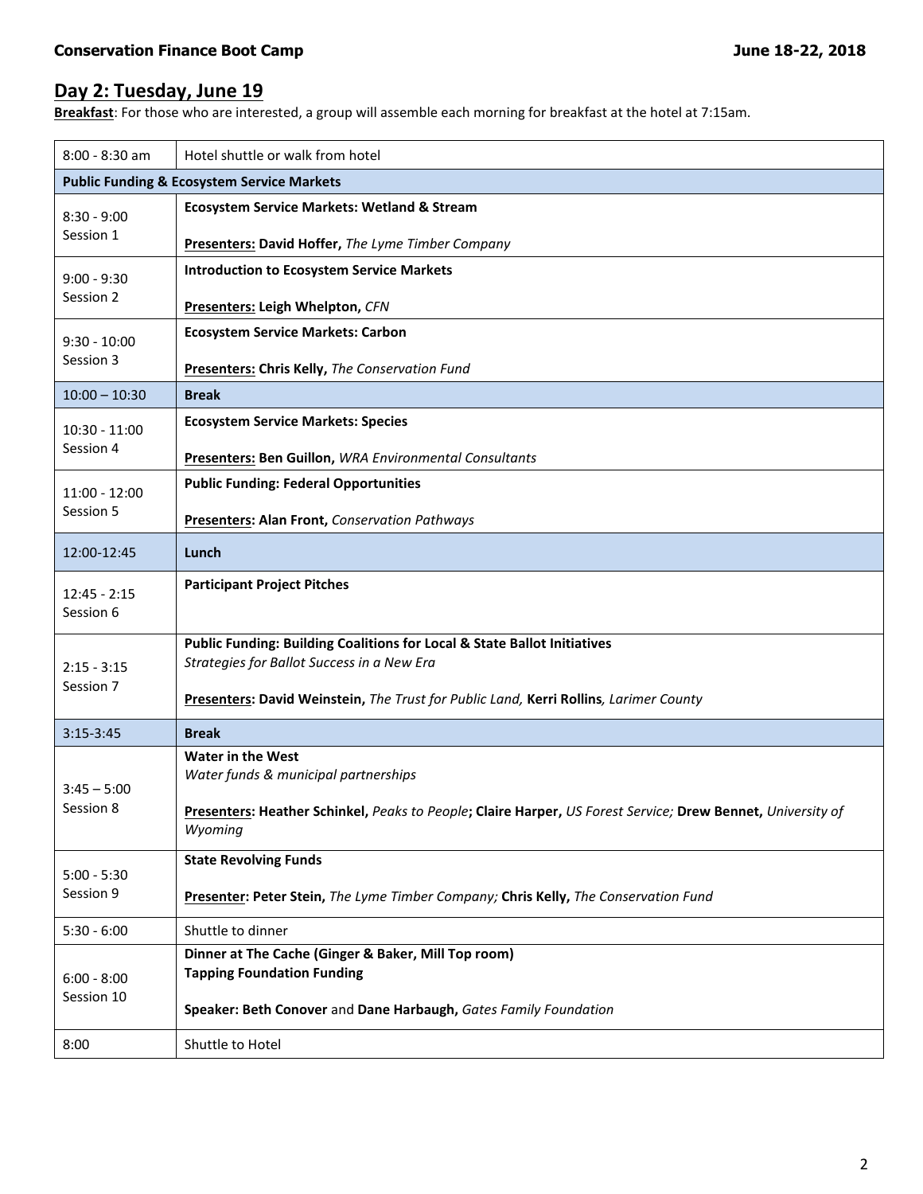**Conservation Finance Boot Camp** **June 18-22, 2018**

## Day 2: Tuesday, June 19

**Breakfast**: For those who are interested, a group will assemble each morning for breakfast at the hotel at 7:15am.

| Time | Session |
|---|---|
| 8:00 - 8:30 am | Hotel shuttle or walk from hotel |
| **Public Funding & Ecosystem Service Markets** | |
| 8:30 - 9:00<br>Session 1 | **Ecosystem Service Markets: Wetland & Stream**<br><br>**Presenters: David Hoffer,** *The Lyme Timber Company* |
| 9:00 - 9:30<br>Session 2 | **Introduction to Ecosystem Service Markets**<br><br>**Presenters: Leigh Whelpton,** *CFN* |
| 9:30 - 10:00<br>Session 3 | **Ecosystem Service Markets: Carbon**<br><br>**Presenters: Chris Kelly,** *The Conservation Fund* |
| 10:00 – 10:30 | **Break** |
| 10:30 - 11:00<br>Session 4 | **Ecosystem Service Markets: Species**<br><br>**Presenters: Ben Guillon,** *WRA Environmental Consultants* |
| 11:00 - 12:00<br>Session 5 | **Public Funding: Federal Opportunities**<br><br>**Presenters: Alan Front,** *Conservation Pathways* |
| 12:00-12:45 | **Lunch** |
| 12:45 - 2:15<br>Session 6 | **Participant Project Pitches** |
| 2:15 - 3:15<br>Session 7 | **Public Funding: Building Coalitions for Local & State Ballot Initiatives**<br>*Strategies for Ballot Success in a New Era*<br><br>**Presenters: David Weinstein,** *The Trust for Public Land,* **Kerri Rollins***, Larimer County* |
| 3:15-3:45 | **Break** |
| 3:45 – 5:00<br>Session 8 | **Water in the West**<br>*Water funds & municipal partnerships*<br><br>**Presenters: Heather Schinkel,** *Peaks to People***; Claire Harper,** *US Forest Service;* **Drew Bennet,** *University of Wyoming* |
| 5:00 - 5:30<br>Session 9 | **State Revolving Funds**<br><br>**Presenter: Peter Stein,** *The Lyme Timber Company;* **Chris Kelly,** *The Conservation Fund* |
| 5:30 - 6:00 | Shuttle to dinner |
| 6:00 - 8:00<br>Session 10 | **Dinner at The Cache (Ginger & Baker, Mill Top room)**<br>**Tapping Foundation Funding**<br><br>**Speaker: Beth Conover** and **Dane Harbaugh,** *Gates Family Foundation* |
| 8:00 | Shuttle to Hotel |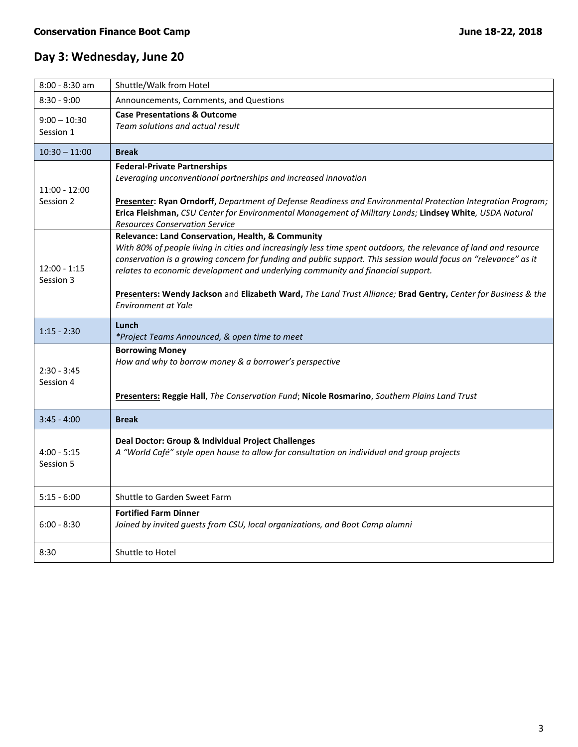## Day 3: Wednesday, June 20

| Time | Activity |
|---|---|
| 8:00 - 8:30 am | Shuttle/Walk from Hotel |
| 8:30 - 9:00 | Announcements, Comments, and Questions |
| 9:00 – 10:30 Session 1 | **Case Presentations & Outcome** *Team solutions and actual result* |
| 10:30 – 11:00 | **Break** |
| 11:00 - 12:00 Session 2 | **Federal-Private Partnerships** *Leveraging unconventional partnerships and increased innovation* <br><br> **Presenter: Ryan Orndorff,** *Department of Defense Readiness and Environmental Protection Integration Program;* **Erica Fleishman,** *CSU Center for Environmental Management of Military Lands;* **Lindsey White***, USDA Natural Resources Conservation Service* |
| 12:00 - 1:15 Session 3 | **Relevance: Land Conservation, Health, & Community** *With 80% of people living in cities and increasingly less time spent outdoors, the relevance of land and resource conservation is a growing concern for funding and public support. This session would focus on "relevance" as it relates to economic development and underlying community and financial support.* <br><br> **Presenters: Wendy Jackson** and **Elizabeth Ward,** *The Land Trust Alliance;* **Brad Gentry,** *Center for Business & the Environment at Yale* |
| 1:15 - 2:30 | **Lunch** *\*Project Teams Announced, & open time to meet* |
| 2:30 - 3:45 Session 4 | **Borrowing Money** *How and why to borrow money & a borrower's perspective* <br><br> **Presenters: Reggie Hall**, *The Conservation Fund*; **Nicole Rosmarino**, *Southern Plains Land Trust* |
| 3:45 - 4:00 | **Break** |
| 4:00 - 5:15 Session 5 | **Deal Doctor: Group & Individual Project Challenges** *A "World Café" style open house to allow for consultation on individual and group projects* |
| 5:15 - 6:00 | Shuttle to Garden Sweet Farm |
| 6:00 - 8:30 | **Fortified Farm Dinner** *Joined by invited guests from CSU, local organizations, and Boot Camp alumni* |
| 8:30 | Shuttle to Hotel |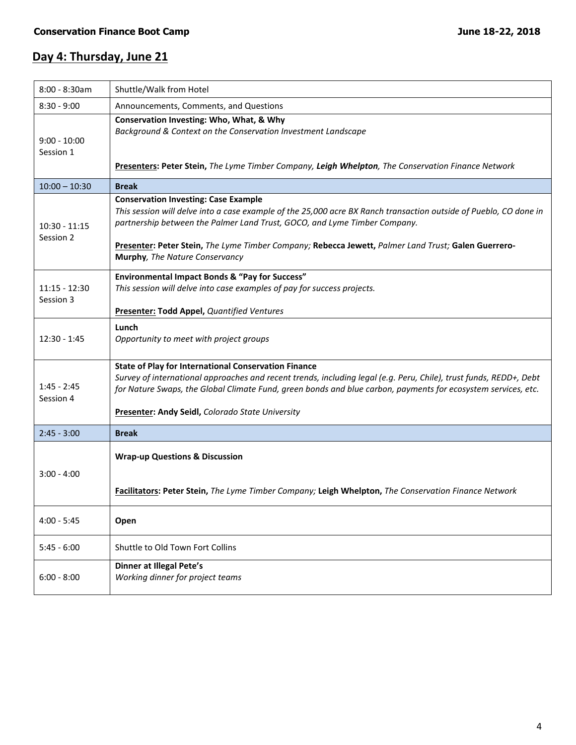**Conservation Finance Boot Camp** **June 18-22, 2018**

## Day 4: Thursday, June 21

| | |
|---|---|
| 8:00 - 8:30am | Shuttle/Walk from Hotel |
| 8:30 - 9:00 | Announcements, Comments, and Questions |
| 9:00 - 10:00 Session 1 | **Conservation Investing: Who, What, & Why** *Background & Context on the Conservation Investment Landscape* **Presenters: Peter Stein,** *The Lyme Timber Company,* ***Leigh Whelpton****, The Conservation Finance Network* |
| 10:00 – 10:30 | **Break** |
| 10:30 - 11:15 Session 2 | **Conservation Investing: Case Example** *This session will delve into a case example of the 25,000 acre BX Ranch transaction outside of Pueblo, CO done in partnership between the Palmer Land Trust, GOCO, and Lyme Timber Company.* **Presenter: Peter Stein,** *The Lyme Timber Company;* **Rebecca Jewett,** *Palmer Land Trust;* **Galen Guerrero-Murphy***, The Nature Conservancy* |
| 11:15 - 12:30 Session 3 | **Environmental Impact Bonds & "Pay for Success"** *This session will delve into case examples of pay for success projects.* **Presenter: Todd Appel,** *Quantified Ventures* |
| 12:30 - 1:45 | **Lunch** *Opportunity to meet with project groups* |
| 1:45 - 2:45 Session 4 | **State of Play for International Conservation Finance** *Survey of international approaches and recent trends, including legal (e.g. Peru, Chile), trust funds, REDD+, Debt for Nature Swaps, the Global Climate Fund, green bonds and blue carbon, payments for ecosystem services, etc.* **Presenter: Andy Seidl,** *Colorado State University* |
| 2:45 - 3:00 | **Break** |
| 3:00 - 4:00 | **Wrap-up Questions & Discussion** **Facilitators: Peter Stein,** *The Lyme Timber Company;* **Leigh Whelpton,** *The Conservation Finance Network* |
| 4:00 - 5:45 | **Open** |
| 5:45 - 6:00 | Shuttle to Old Town Fort Collins |
| 6:00 - 8:00 | **Dinner at Illegal Pete's** *Working dinner for project teams* |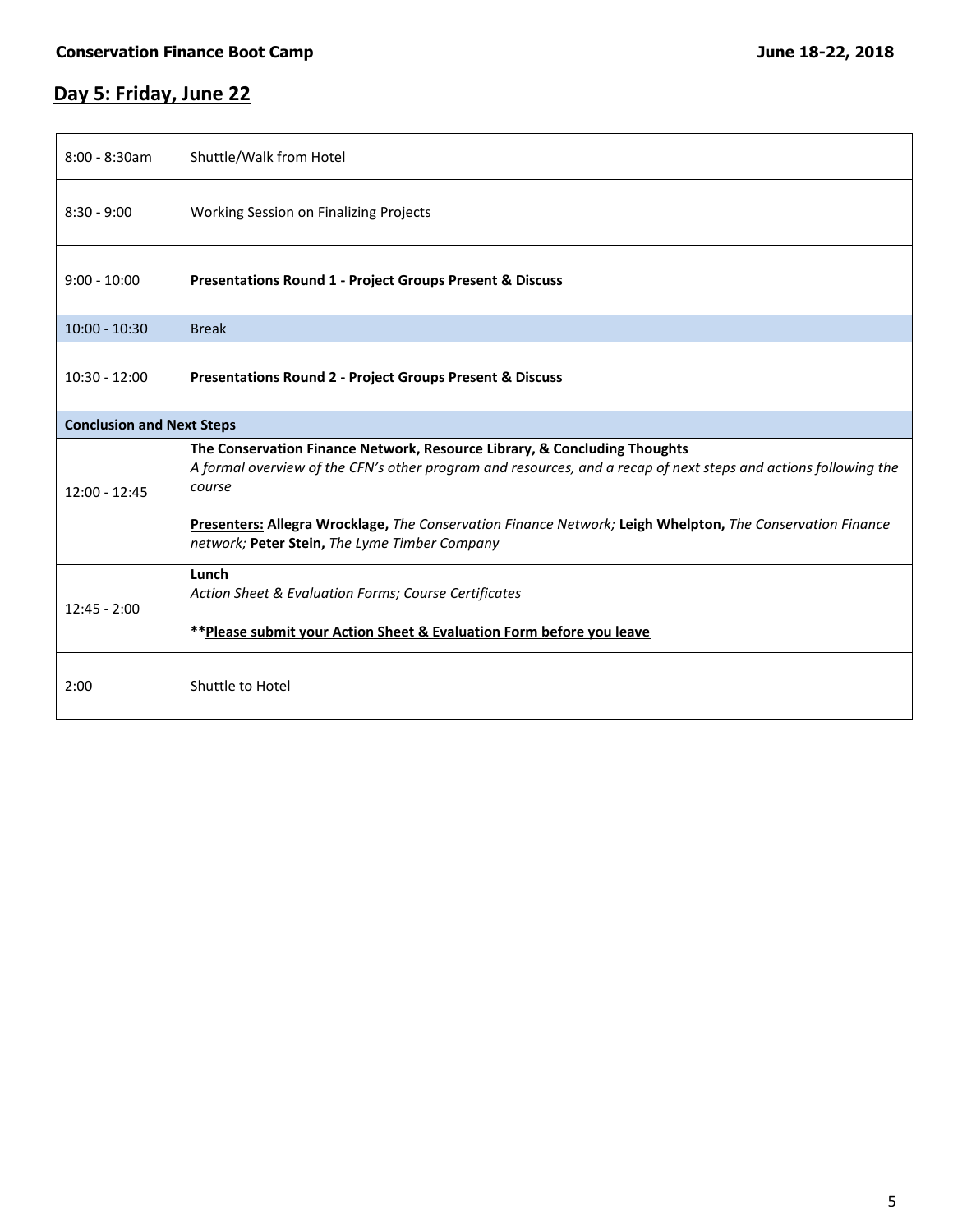## Day 5: Friday, June 22

| | |
|---|---|
| 8:00 - 8:30am | Shuttle/Walk from Hotel |
| 8:30 - 9:00 | Working Session on Finalizing Projects |
| 9:00 - 10:00 | **Presentations Round 1 - Project Groups Present & Discuss** |
| 10:00 - 10:30 | Break |
| 10:30 - 12:00 | **Presentations Round 2 - Project Groups Present & Discuss** |
| **Conclusion and Next Steps** | |
| 12:00 - 12:45 | **The Conservation Finance Network, Resource Library, & Concluding Thoughts**<br>*A formal overview of the CFN's other program and resources, and a recap of next steps and actions following the course*<br><br>**Presenters:** **Allegra Wrocklage,** *The Conservation Finance Network;* **Leigh Whelpton,** *The Conservation Finance network;* **Peter Stein,** *The Lyme Timber Company* |
| 12:45 - 2:00 | **Lunch**<br>*Action Sheet & Evaluation Forms; Course Certificates*<br><br>**\*\*Please submit your Action Sheet & Evaluation Form before you leave** |
| 2:00 | Shuttle to Hotel |